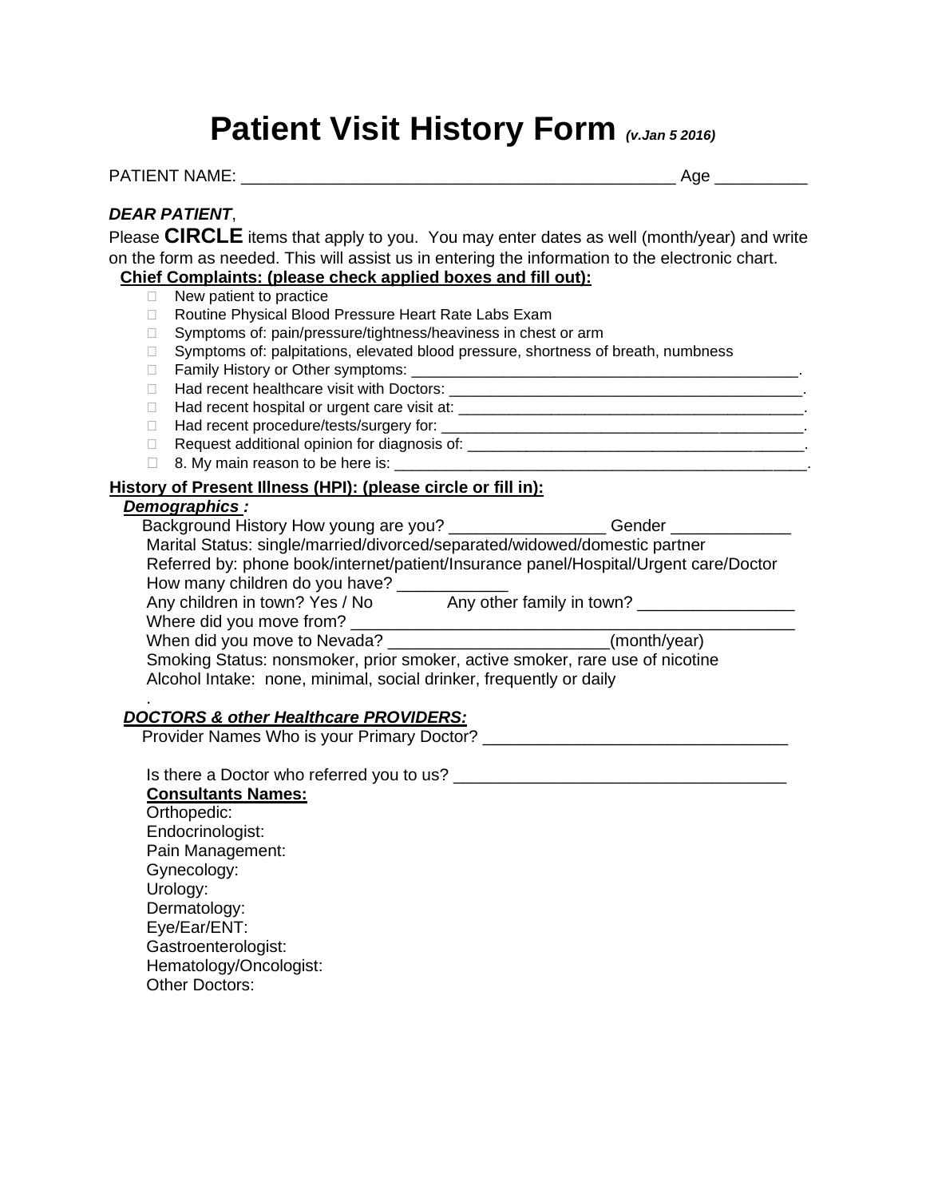# Patient Visit History Form *(v.Jan 5 2016)*

PATIENT NAME: _______________________________________________ Age __________

***DEAR PATIENT***,

Please **CIRCLE** items that apply to you. You may enter dates as well (month/year) and write on the form as needed. This will assist us in entering the information to the electronic chart.

**Chief Complaints: (please check applied boxes and fill out):**

- ☐ New patient to practice
- ☐ Routine Physical Blood Pressure Heart Rate Labs Exam
- ☐ Symptoms of: pain/pressure/tightness/heaviness in chest or arm
- ☐ Symptoms of: palpitations, elevated blood pressure, shortness of breath, numbness
- ☐ Family History or Other symptoms: _______________________________________________.
- ☐ Had recent healthcare visit with Doctors: ____________________________________________.
- ☐ Had recent hospital or urgent care visit at: __________________________________________.
- ☐ Had recent procedure/tests/surgery for: _____________________________________________.
- ☐ Request additional opinion for diagnosis of: _________________________________________.
- ☐ 8. My main reason to be here is: ___________________________________________________.

**History of Present Illness (HPI): (please circle or fill in):**

***Demographics :***

Background History How young are you? _________________ Gender _____________

Marital Status: single/married/divorced/separated/widowed/domestic partner

Referred by: phone book/internet/patient/Insurance panel/Hospital/Urgent care/Doctor

How many children do you have? ____________

Any children in town? Yes / No Any other family in town? _________________

Where did you move from? ___________________________________________________

When did you move to Nevada? ________________________(month/year)

Smoking Status: nonsmoker, prior smoker, active smoker, rare use of nicotine

Alcohol Intake: none, minimal, social drinker, frequently or daily

.

***DOCTORS & other Healthcare PROVIDERS:***

Provider Names Who is your Primary Doctor? ________________________________

Is there a Doctor who referred you to us? ____________________________________

**Consultants Names:**

Orthopedic:
Endocrinologist:
Pain Management:
Gynecology:
Urology:
Dermatology:
Eye/Ear/ENT:
Gastroenterologist:
Hematology/Oncologist:
Other Doctors: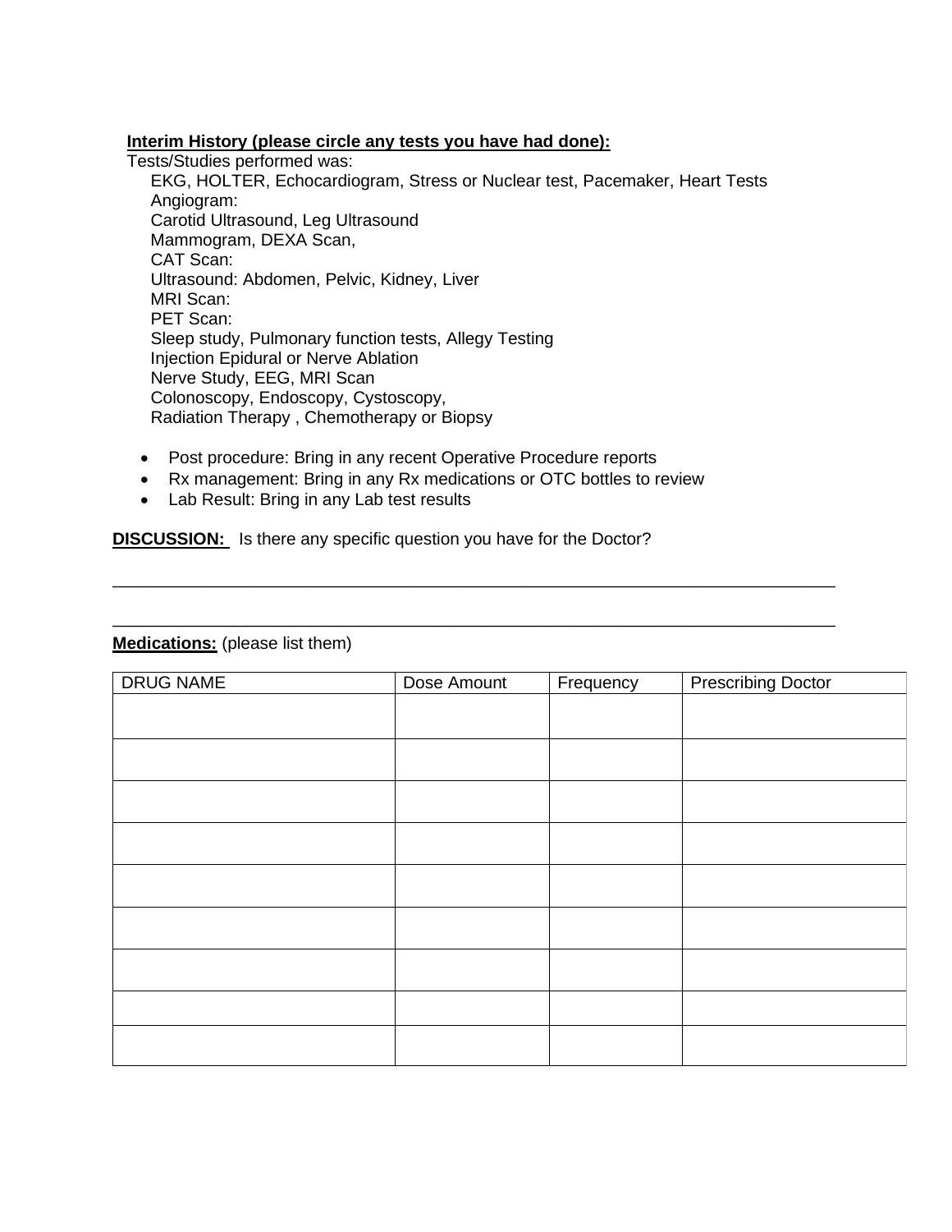**Interim History (please circle any tests you have had done):**

Tests/Studies performed was:

EKG, HOLTER, Echocardiogram, Stress or Nuclear test, Pacemaker, Heart Tests
Angiogram:
Carotid Ultrasound, Leg Ultrasound
Mammogram, DEXA Scan,
CAT Scan:
Ultrasound: Abdomen, Pelvic, Kidney, Liver
MRI Scan:
PET Scan:
Sleep study, Pulmonary function tests, Allegy Testing
Injection Epidural or Nerve Ablation
Nerve Study, EEG, MRI Scan
Colonoscopy, Endoscopy, Cystoscopy,
Radiation Therapy , Chemotherapy or Biopsy

- Post procedure: Bring in any recent Operative Procedure reports
- Rx management: Bring in any Rx medications or OTC bottles to review
- Lab Result: Bring in any Lab test results

**DISCUSSION:** Is there any specific question you have for the Doctor?

________________________________________________________________________________

________________________________________________________________________________

**Medications:** (please list them)

| DRUG NAME | Dose Amount | Frequency | Prescribing Doctor |
|---|---|---|---|
| | | | |
| | | | |
| | | | |
| | | | |
| | | | |
| | | | |
| | | | |
| | | | |
| | | | |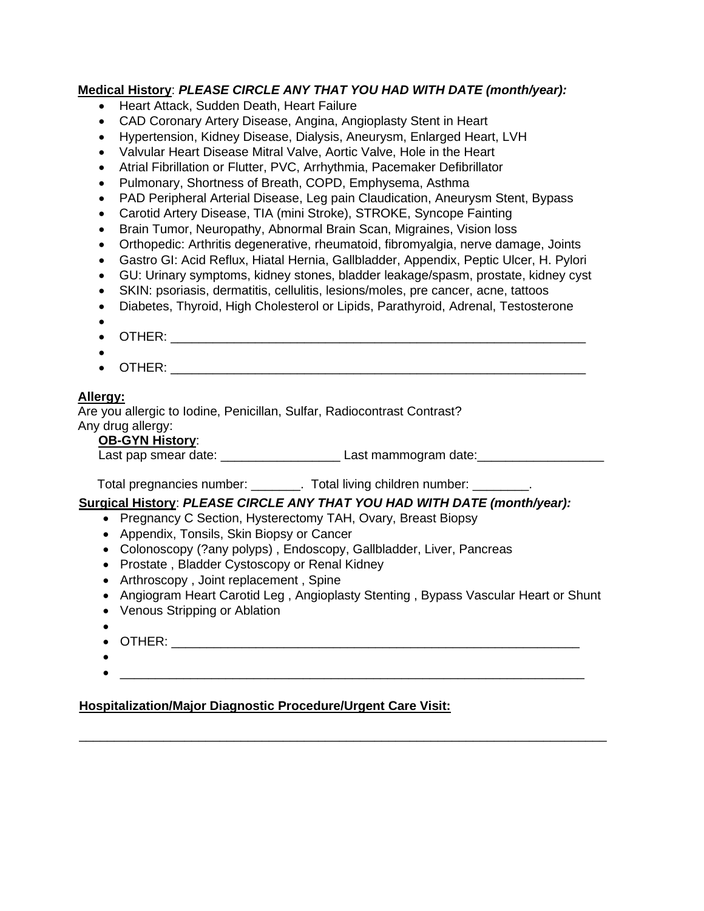**Medical History**: ***PLEASE CIRCLE ANY THAT YOU HAD WITH DATE (month/year):***

- Heart Attack, Sudden Death, Heart Failure
- CAD Coronary Artery Disease, Angina, Angioplasty Stent in Heart
- Hypertension, Kidney Disease, Dialysis, Aneurysm, Enlarged Heart, LVH
- Valvular Heart Disease Mitral Valve, Aortic Valve, Hole in the Heart
- Atrial Fibrillation or Flutter, PVC, Arrhythmia, Pacemaker Defibrillator
- Pulmonary, Shortness of Breath, COPD, Emphysema, Asthma
- PAD Peripheral Arterial Disease, Leg pain Claudication, Aneurysm Stent, Bypass
- Carotid Artery Disease, TIA (mini Stroke), STROKE, Syncope Fainting
- Brain Tumor, Neuropathy, Abnormal Brain Scan, Migraines, Vision loss
- Orthopedic: Arthritis degenerative, rheumatoid, fibromyalgia, nerve damage, Joints
- Gastro GI: Acid Reflux, Hiatal Hernia, Gallbladder, Appendix, Peptic Ulcer, H. Pylori
- GU: Urinary symptoms, kidney stones, bladder leakage/spasm, prostate, kidney cyst
- SKIN: psoriasis, dermatitis, cellulitis, lesions/moles, pre cancer, acne, tattoos
- Diabetes, Thyroid, High Cholesterol or Lipids, Parathyroid, Adrenal, Testosterone
- 
- OTHER: ____________________________________________________________
- 
- OTHER: ____________________________________________________________

**Allergy:**

Are you allergic to Iodine, Penicillan, Sulfar, Radiocontrast Contrast?

Any drug allergy:

**OB-GYN History**:

Last pap smear date: _________________ Last mammogram date:__________________

Total pregnancies number: _______. Total living children number: ________.

**Surgical History**: ***PLEASE CIRCLE ANY THAT YOU HAD WITH DATE (month/year):***

- Pregnancy C Section, Hysterectomy TAH, Ovary, Breast Biopsy
- Appendix, Tonsils, Skin Biopsy or Cancer
- Colonoscopy (?any polyps) , Endoscopy, Gallbladder, Liver, Pancreas
- Prostate , Bladder Cystoscopy or Renal Kidney
- Arthroscopy , Joint replacement , Spine
- Angiogram Heart Carotid Leg , Angioplasty Stenting , Bypass Vascular Heart or Shunt
- Venous Stripping or Ablation
- 
- OTHER: ____________________________________________________________
- 
- ____________________________________________________________________

**Hospitalization/Major Diagnostic Procedure/Urgent Care Visit:**

______________________________________________________________________________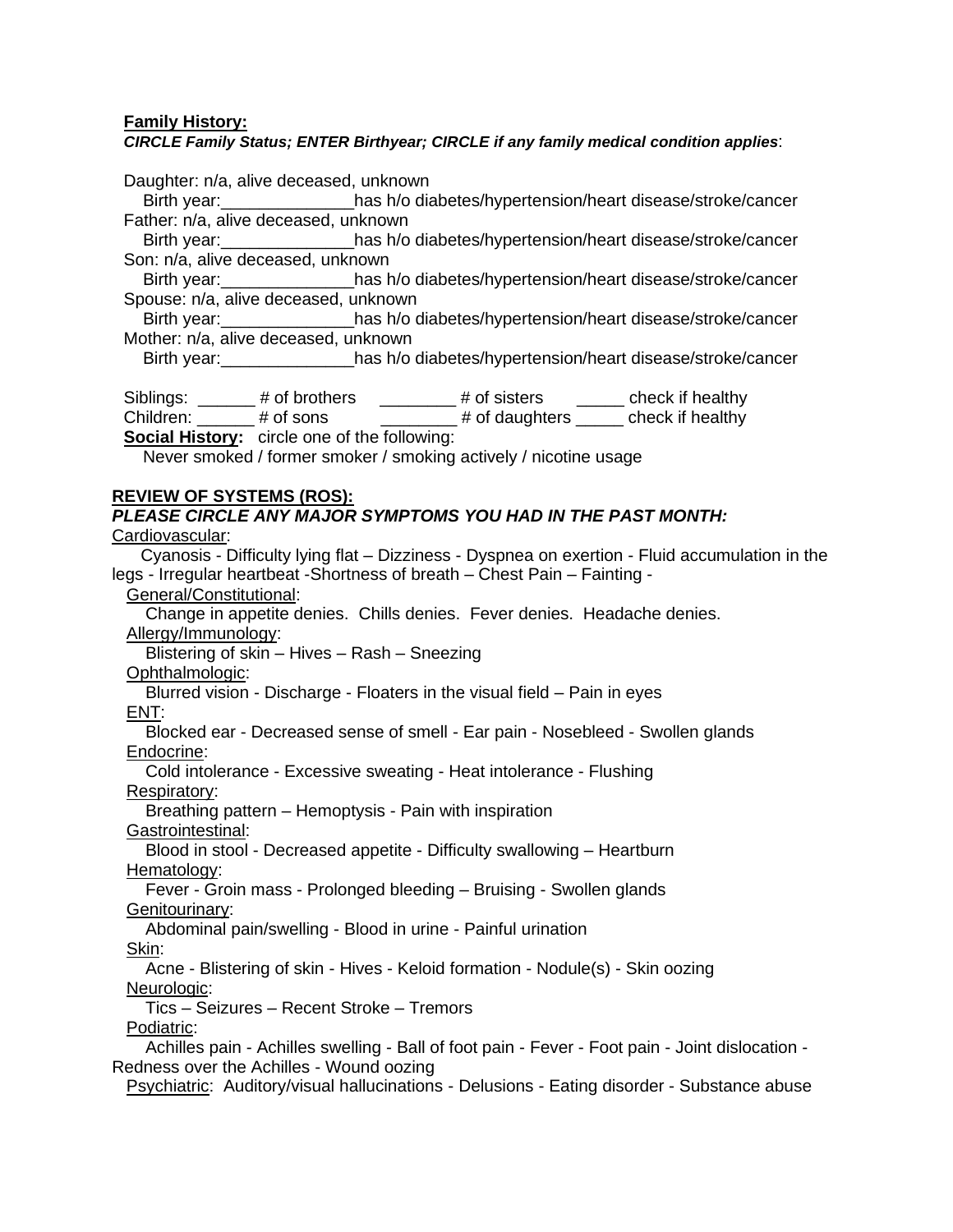**Family History:**

***CIRCLE Family Status; ENTER Birthyear; CIRCLE if any family medical condition applies***:

Daughter: n/a, alive deceased, unknown
Birth year:______________has h/o diabetes/hypertension/heart disease/stroke/cancer

Father: n/a, alive deceased, unknown
Birth year:______________has h/o diabetes/hypertension/heart disease/stroke/cancer

Son: n/a, alive deceased, unknown
Birth year:______________has h/o diabetes/hypertension/heart disease/stroke/cancer

Spouse: n/a, alive deceased, unknown
Birth year:______________has h/o diabetes/hypertension/heart disease/stroke/cancer

Mother: n/a, alive deceased, unknown
Birth year:______________has h/o diabetes/hypertension/heart disease/stroke/cancer

Siblings: ______ # of brothers ________ # of sisters _____ check if healthy
Children: ______ # of sons ________ # of daughters _____ check if healthy

**Social History:** circle one of the following:
Never smoked / former smoker / smoking actively / nicotine usage

**REVIEW OF SYSTEMS (ROS):**

***PLEASE CIRCLE ANY MAJOR SYMPTOMS YOU HAD IN THE PAST MONTH:***

Cardiovascular:
Cyanosis - Difficulty lying flat – Dizziness - Dyspnea on exertion - Fluid accumulation in the legs - Irregular heartbeat -Shortness of breath – Chest Pain – Fainting -

General/Constitutional:
Change in appetite denies. Chills denies. Fever denies. Headache denies.

Allergy/Immunology:
Blistering of skin – Hives – Rash – Sneezing

Ophthalmologic:
Blurred vision - Discharge - Floaters in the visual field – Pain in eyes

ENT:
Blocked ear - Decreased sense of smell - Ear pain - Nosebleed - Swollen glands

Endocrine:
Cold intolerance - Excessive sweating - Heat intolerance - Flushing

Respiratory:
Breathing pattern – Hemoptysis - Pain with inspiration

Gastrointestinal:
Blood in stool - Decreased appetite - Difficulty swallowing – Heartburn

Hematology:
Fever - Groin mass - Prolonged bleeding – Bruising - Swollen glands

Genitourinary:
Abdominal pain/swelling - Blood in urine - Painful urination

Skin:
Acne - Blistering of skin - Hives - Keloid formation - Nodule(s) - Skin oozing

Neurologic:
Tics – Seizures – Recent Stroke – Tremors

Podiatric:
Achilles pain - Achilles swelling - Ball of foot pain - Fever - Foot pain - Joint dislocation - Redness over the Achilles - Wound oozing

Psychiatric: Auditory/visual hallucinations - Delusions - Eating disorder - Substance abuse